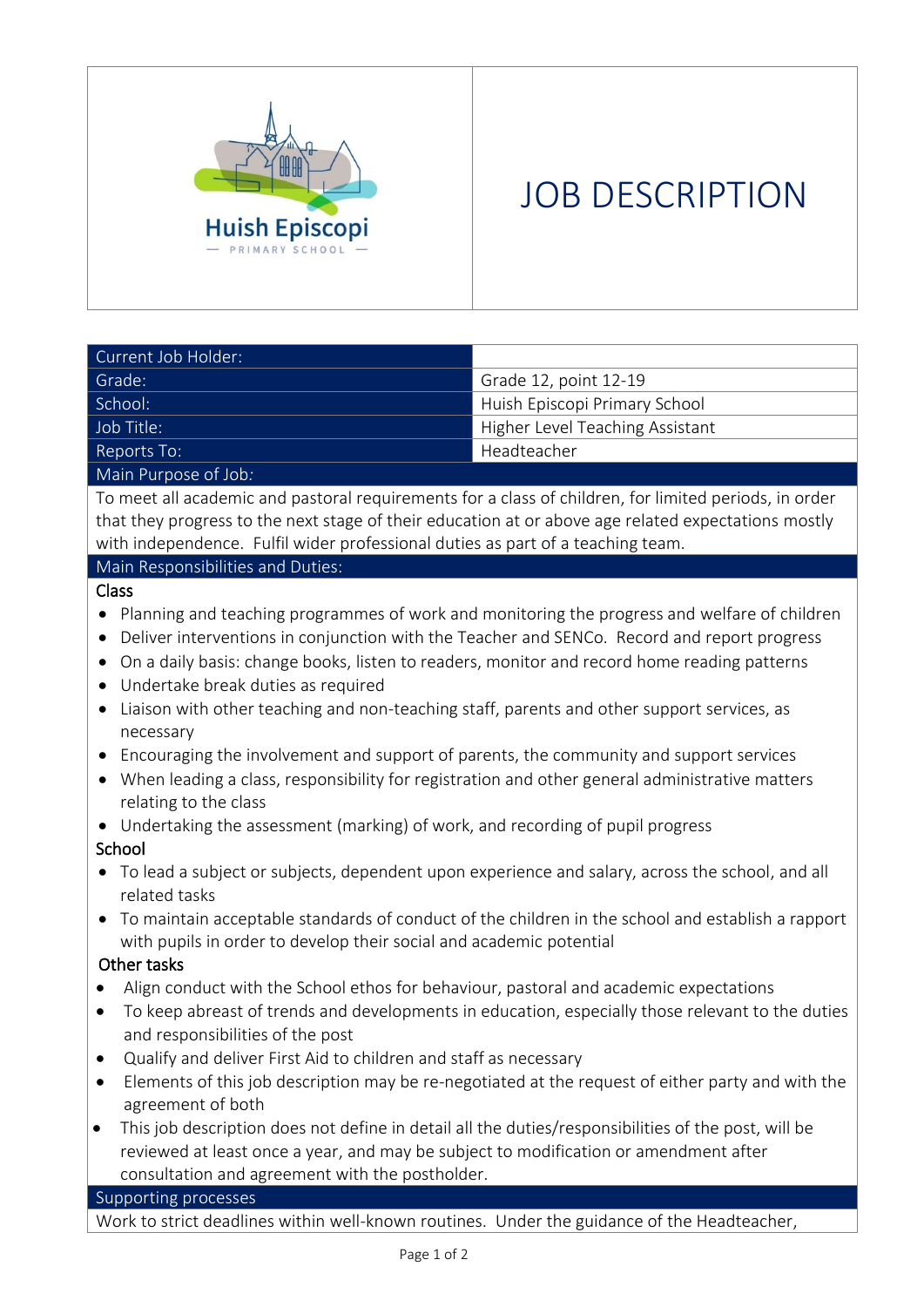Huish Episcopi

PRIMARY SCHOOL

# JOB DESCRIPTION

| Current Job Holder: | |
|---|---|
| Grade: | Grade 12, point 12-19 |
| School: | Huish Episcopi Primary School |
| Job Title: | Higher Level Teaching Assistant |
| Reports To: | Headteacher |

## Main Purpose of Job:

To meet all academic and pastoral requirements for a class of children, for limited periods, in order that they progress to the next stage of their education at or above age related expectations mostly with independence. Fulfil wider professional duties as part of a teaching team.

## Main Responsibilities and Duties:

### Class

- Planning and teaching programmes of work and monitoring the progress and welfare of children
- Deliver interventions in conjunction with the Teacher and SENCo. Record and report progress
- On a daily basis: change books, listen to readers, monitor and record home reading patterns
- Undertake break duties as required
- Liaison with other teaching and non-teaching staff, parents and other support services, as necessary
- Encouraging the involvement and support of parents, the community and support services
- When leading a class, responsibility for registration and other general administrative matters relating to the class
- Undertaking the assessment (marking) of work, and recording of pupil progress

### School

- To lead a subject or subjects, dependent upon experience and salary, across the school, and all related tasks
- To maintain acceptable standards of conduct of the children in the school and establish a rapport with pupils in order to develop their social and academic potential

### Other tasks

- Align conduct with the School ethos for behaviour, pastoral and academic expectations
- To keep abreast of trends and developments in education, especially those relevant to the duties and responsibilities of the post
- Qualify and deliver First Aid to children and staff as necessary
- Elements of this job description may be re-negotiated at the request of either party and with the agreement of both
- This job description does not define in detail all the duties/responsibilities of the post, will be reviewed at least once a year, and may be subject to modification or amendment after consultation and agreement with the postholder.

## Supporting processes

Work to strict deadlines within well-known routines. Under the guidance of the Headteacher,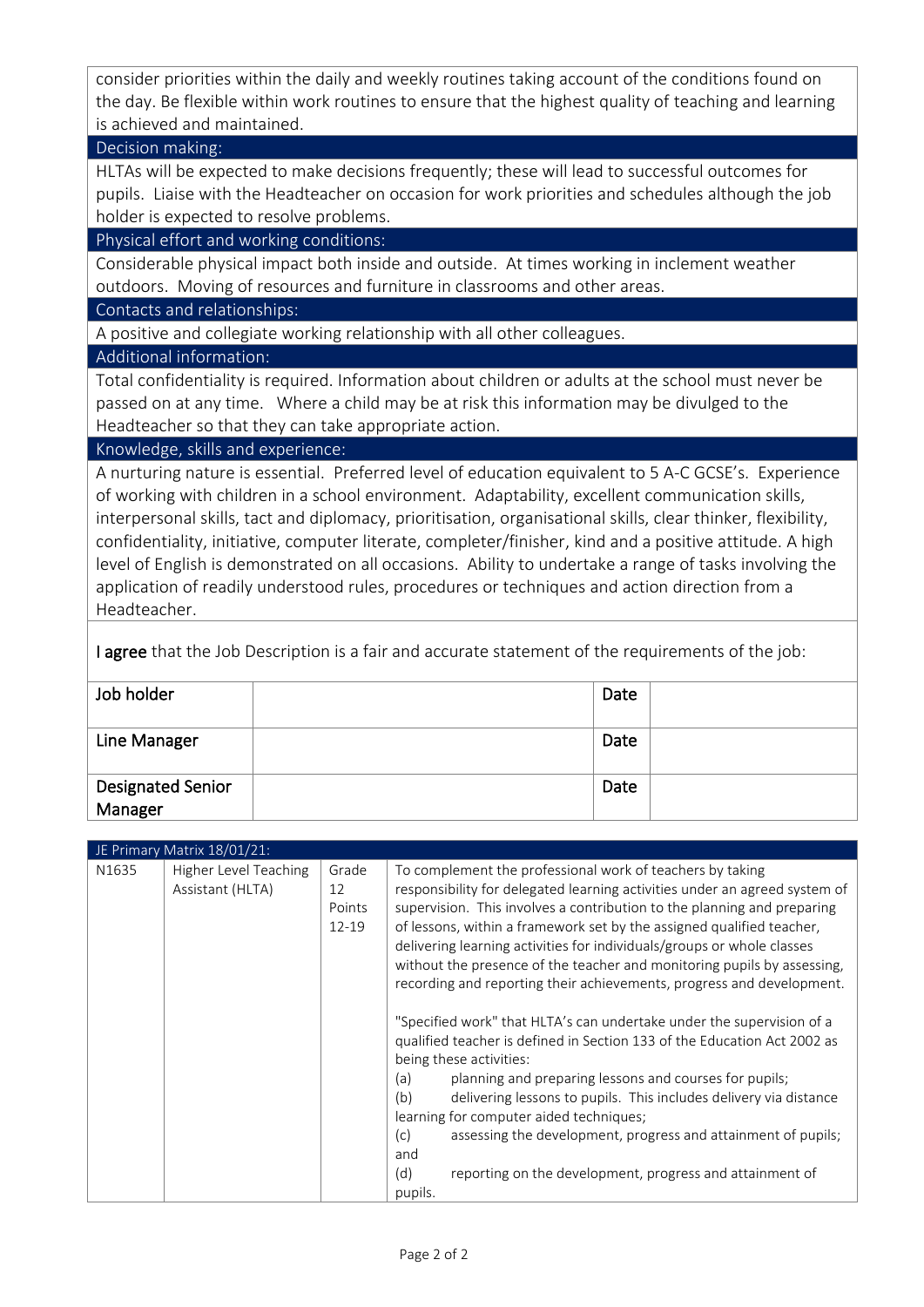consider priorities within the daily and weekly routines taking account of the conditions found on the day. Be flexible within work routines to ensure that the highest quality of teaching and learning is achieved and maintained.

## Decision making:

HLTAs will be expected to make decisions frequently; these will lead to successful outcomes for pupils. Liaise with the Headteacher on occasion for work priorities and schedules although the job holder is expected to resolve problems.

## Physical effort and working conditions:

Considerable physical impact both inside and outside. At times working in inclement weather outdoors. Moving of resources and furniture in classrooms and other areas.

## Contacts and relationships:

A positive and collegiate working relationship with all other colleagues.

## Additional information:

Total confidentiality is required. Information about children or adults at the school must never be passed on at any time. Where a child may be at risk this information may be divulged to the Headteacher so that they can take appropriate action.

## Knowledge, skills and experience:

A nurturing nature is essential. Preferred level of education equivalent to 5 A-C GCSE's. Experience of working with children in a school environment. Adaptability, excellent communication skills, interpersonal skills, tact and diplomacy, prioritisation, organisational skills, clear thinker, flexibility, confidentiality, initiative, computer literate, completer/finisher, kind and a positive attitude. A high level of English is demonstrated on all occasions. Ability to undertake a range of tasks involving the application of readily understood rules, procedures or techniques and action direction from a Headteacher.

**I agree** that the Job Description is a fair and accurate statement of the requirements of the job:

| | | | |
|---|---|---|---|
| Job holder | | Date | |
| Line Manager | | Date | |
| Designated Senior Manager | | Date | |

| JE Primary Matrix 18/01/21: | | | |
|---|---|---|---|
| N1635 | Higher Level Teaching Assistant (HLTA) | Grade 12 Points 12-19 | To complement the professional work of teachers by taking responsibility for delegated learning activities under an agreed system of supervision. This involves a contribution to the planning and preparing of lessons, within a framework set by the assigned qualified teacher, delivering learning activities for individuals/groups or whole classes without the presence of the teacher and monitoring pupils by assessing, recording and reporting their achievements, progress and development.<br><br>"Specified work" that HLTA's can undertake under the supervision of a qualified teacher is defined in Section 133 of the Education Act 2002 as being these activities:<br>(a) planning and preparing lessons and courses for pupils;<br>(b) delivering lessons to pupils. This includes delivery via distance learning for computer aided techniques;<br>(c) assessing the development, progress and attainment of pupils; and<br>(d) reporting on the development, progress and attainment of pupils. |